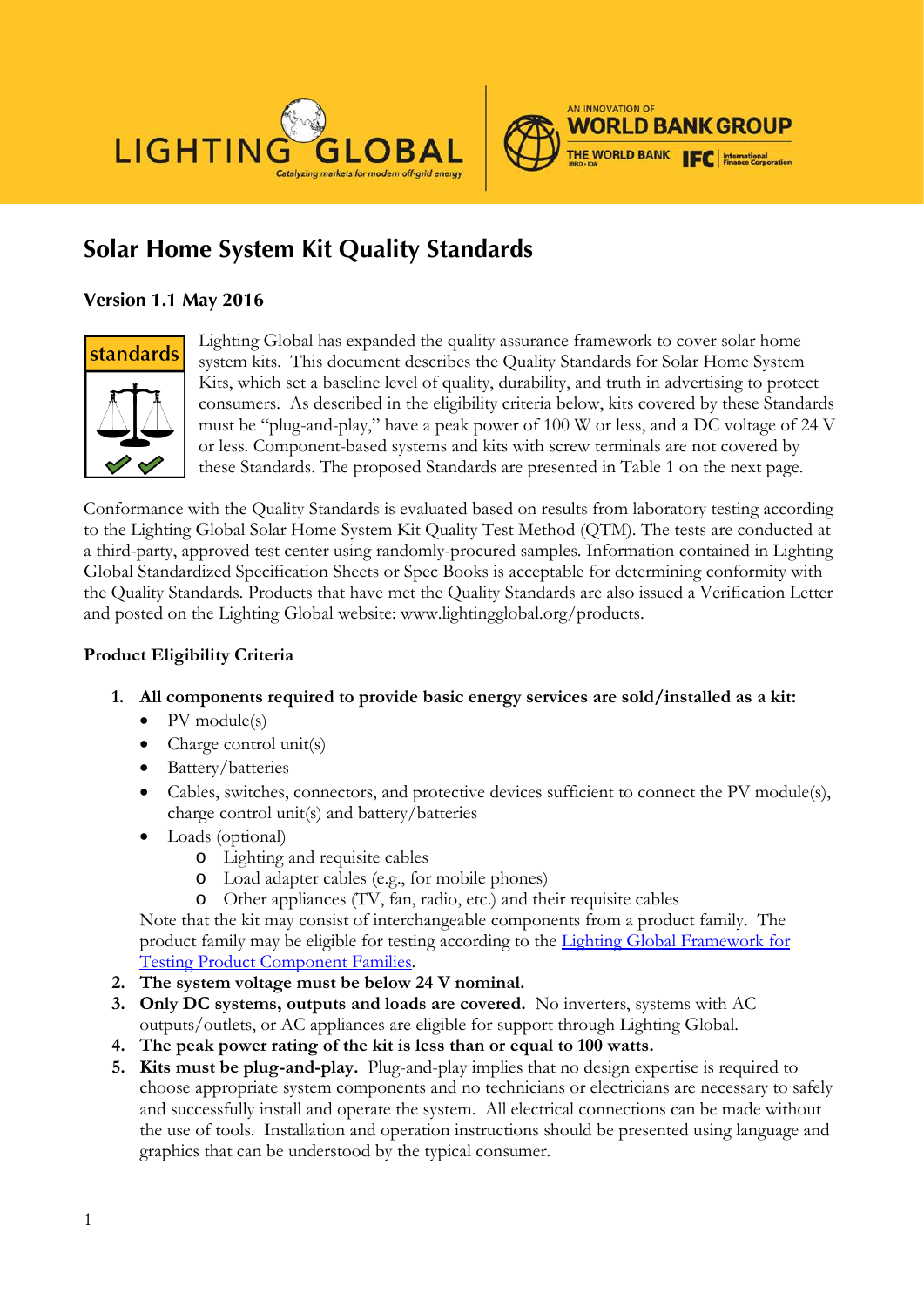# Solar Home System Kit Quality Standards

### Version 1.1 May 2016

Lighting Global has expanded the quality assurance framework to cover solar home system kits. This document describes the Quality Standards for Solar Home System Kits, which set a baseline level of quality, durability, and truth in advertising to protect consumers. As described in the eligibility criteria below, kits covered by these Standards must be "plug-and-play," have a peak power of 100 W or less, and a DC voltage of 24 V or less. Component-based systems and kits with screw terminals are not covered by these Standards. The proposed Standards are presented in Table 1 on the next page.

Conformance with the Quality Standards is evaluated based on results from laboratory testing according to the Lighting Global Solar Home System Kit Quality Test Method (QTM). The tests are conducted at a third-party, approved test center using randomly-procured samples. Information contained in Lighting Global Standardized Specification Sheets or Spec Books is acceptable for determining conformity with the Quality Standards. Products that have met the Quality Standards are also issued a Verification Letter and posted on the Lighting Global website: www.lightingglobal.org/products.

**Product Eligibility Criteria**

1. **All components required to provide basic energy services are sold/installed as a kit:**
   - PV module(s)
   - Charge control unit(s)
   - Battery/batteries
   - Cables, switches, connectors, and protective devices sufficient to connect the PV module(s), charge control unit(s) and battery/batteries
   - Loads (optional)
     - Lighting and requisite cables
     - Load adapter cables (e.g., for mobile phones)
     - Other appliances (TV, fan, radio, etc.) and their requisite cables

   Note that the kit may consist of interchangeable components from a product family. The product family may be eligible for testing according to the [Lighting Global Framework for Testing Product Component Families](#).
2. **The system voltage must be below 24 V nominal.**
3. **Only DC systems, outputs and loads are covered.** No inverters, systems with AC outputs/outlets, or AC appliances are eligible for support through Lighting Global.
4. **The peak power rating of the kit is less than or equal to 100 watts.**
5. **Kits must be plug-and-play.** Plug-and-play implies that no design expertise is required to choose appropriate system components and no technicians or electricians are necessary to safely and successfully install and operate the system. All electrical connections can be made without the use of tools. Installation and operation instructions should be presented using language and graphics that can be understood by the typical consumer.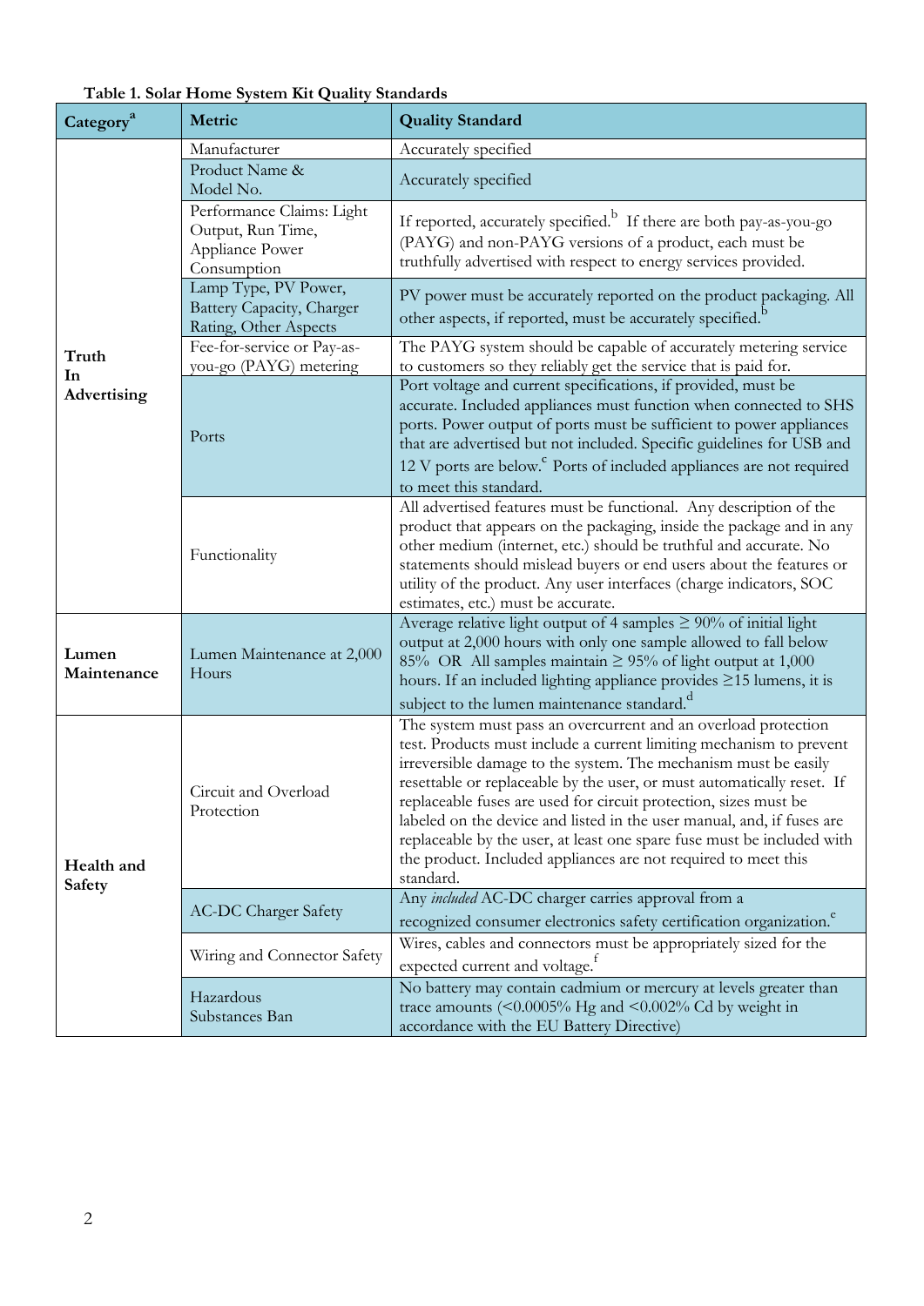**Table 1. Solar Home System Kit Quality Standards**

| Category[a] | Metric | Quality Standard |
|---|---|---|
| Truth In Advertising | Manufacturer | Accurately specified |
| | Product Name & Model No. | Accurately specified |
| | Performance Claims: Light Output, Run Time, Appliance Power Consumption | If reported, accurately specified.[b] If there are both pay-as-you-go (PAYG) and non-PAYG versions of a product, each must be truthfully advertised with respect to energy services provided. |
| | Lamp Type, PV Power, Battery Capacity, Charger Rating, Other Aspects | PV power must be accurately reported on the product packaging. All other aspects, if reported, must be accurately specified.[b] |
| | Fee-for-service or Pay-as-you-go (PAYG) metering | The PAYG system should be capable of accurately metering service to customers so they reliably get the service that is paid for. |
| | Ports | Port voltage and current specifications, if provided, must be accurate. Included appliances must function when connected to SHS ports. Power output of ports must be sufficient to power appliances that are advertised but not included. Specific guidelines for USB and 12 V ports are below.[c] Ports of included appliances are not required to meet this standard. |
| | Functionality | All advertised features must be functional. Any description of the product that appears on the packaging, inside the package and in any other medium (internet, etc.) should be truthful and accurate. No statements should mislead buyers or end users about the features or utility of the product. Any user interfaces (charge indicators, SOC estimates, etc.) must be accurate. |
| Lumen Maintenance | Lumen Maintenance at 2,000 Hours | Average relative light output of 4 samples ≥ 90% of initial light output at 2,000 hours with only one sample allowed to fall below 85% OR All samples maintain ≥ 95% of light output at 1,000 hours. If an included lighting appliance provides ≥15 lumens, it is subject to the lumen maintenance standard.[d] |
| Health and Safety | Circuit and Overload Protection | The system must pass an overcurrent and an overload protection test. Products must include a current limiting mechanism to prevent irreversible damage to the system. The mechanism must be easily resettable or replaceable by the user, or must automatically reset. If replaceable fuses are used for circuit protection, sizes must be labeled on the device and listed in the user manual, and, if fuses are replaceable by the user, at least one spare fuse must be included with the product. Included appliances are not required to meet this standard. |
| | AC-DC Charger Safety | Any *included* AC-DC charger carries approval from a recognized consumer electronics safety certification organization.[e] |
| | Wiring and Connector Safety | Wires, cables and connectors must be appropriately sized for the expected current and voltage.[f] |
| | Hazardous Substances Ban | No battery may contain cadmium or mercury at levels greater than trace amounts (<0.0005% Hg and <0.002% Cd by weight in accordance with the EU Battery Directive) |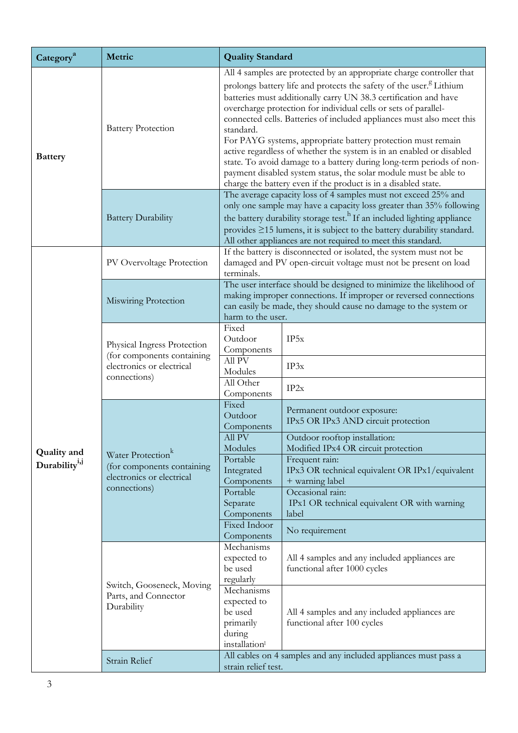| Category[a] | Metric | Quality Standard | |
|---|---|---|---|
| **Battery** | Battery Protection | All 4 samples are protected by an appropriate charge controller that prolongs battery life and protects the safety of the user.[g] Lithium batteries must additionally carry UN 38.3 certification and have overcharge protection for individual cells or sets of parallel-connected cells. Batteries of included appliances must also meet this standard. For PAYG systems, appropriate battery protection must remain active regardless of whether the system is in an enabled or disabled state. To avoid damage to a battery during long-term periods of non-payment disabled system status, the solar module must be able to charge the battery even if the product is in a disabled state. | |
| | Battery Durability | The average capacity loss of 4 samples must not exceed 25% and only one sample may have a capacity loss greater than 35% following the battery durability storage test.[h] If an included lighting appliance provides ≥15 lumens, it is subject to the battery durability standard. All other appliances are not required to meet this standard. | |
| **Quality and Durability**[i,j] | PV Overvoltage Protection | If the battery is disconnected or isolated, the system must not be damaged and PV open-circuit voltage must not be present on load terminals. | |
| | Miswiring Protection | The user interface should be designed to minimize the likelihood of making improper connections. If improper or reversed connections can easily be made, they should cause no damage to the system or harm to the user. | |
| | Physical Ingress Protection (for components containing electronics or electrical connections) | Fixed Outdoor Components | IP5x |
| | | All PV Modules | IP3x |
| | | All Other Components | IP2x |
| | Water Protection[k] (for components containing electronics or electrical connections) | Fixed Outdoor Components | Permanent outdoor exposure: IPx5 OR IPx3 AND circuit protection |
| | | All PV Modules | Outdoor rooftop installation: Modified IPx4 OR circuit protection |
| | | Portable Integrated Components | Frequent rain: IPx3 OR technical equivalent OR IPx1/equivalent + warning label |
| | | Portable Separate Components | Occasional rain: IPx1 OR technical equivalent OR with warning label |
| | | Fixed Indoor Components | No requirement |
| | Switch, Gooseneck, Moving Parts, and Connector Durability | Mechanisms expected to be used regularly | All 4 samples and any included appliances are functional after 1000 cycles |
| | | Mechanisms expected to be used primarily during installation[l] | All 4 samples and any included appliances are functional after 100 cycles |
| | Strain Relief | All cables on 4 samples and any included appliances must pass a strain relief test. | |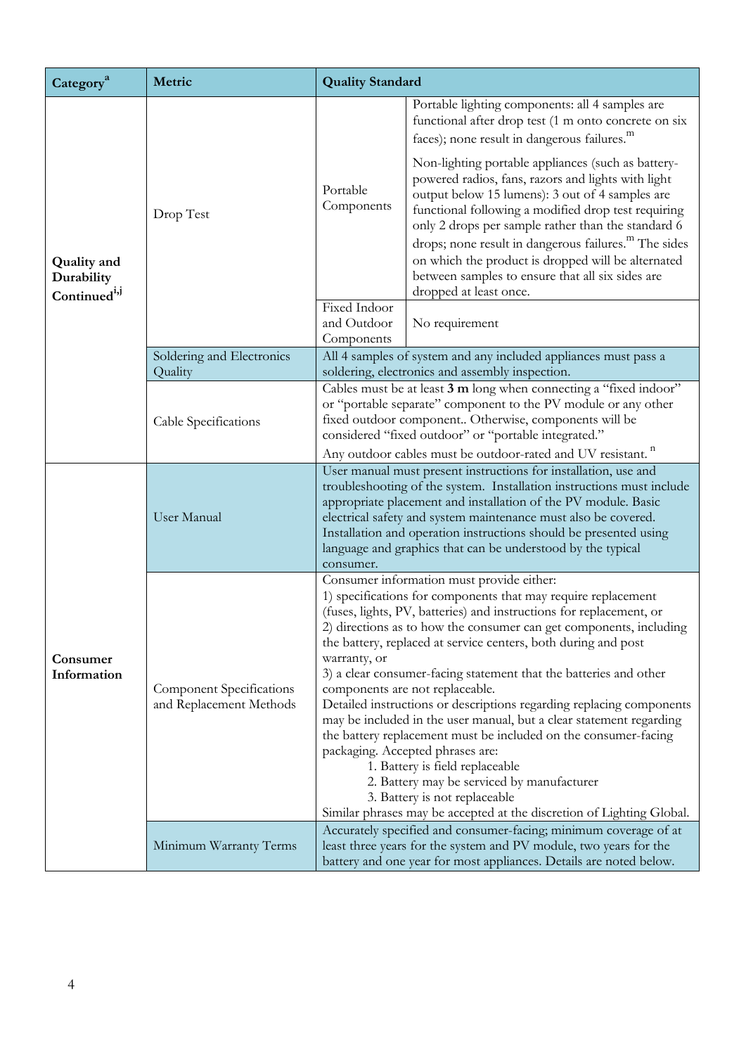| Category[a] | Metric | Quality Standard | |
|---|---|---|---|
| Quality and Durability Continued[i,j] | Drop Test | Portable Components | Portable lighting components: all 4 samples are functional after drop test (1 m onto concrete on six faces); none result in dangerous failures.[m] <br><br> Non-lighting portable appliances (such as battery-powered radios, fans, razors and lights with light output below 15 lumens): 3 out of 4 samples are functional following a modified drop test requiring only 2 drops per sample rather than the standard 6 drops; none result in dangerous failures.[m] The sides on which the product is dropped will be alternated between samples to ensure that all six sides are dropped at least once. |
| | | Fixed Indoor and Outdoor Components | No requirement |
| | Soldering and Electronics Quality | All 4 samples of system and any included appliances must pass a soldering, electronics and assembly inspection. | |
| | Cable Specifications | Cables must be at least **3 m** long when connecting a "fixed indoor" or "portable separate" component to the PV module or any other fixed outdoor component.. Otherwise, components will be considered "fixed outdoor" or "portable integrated." <br><br> Any outdoor cables must be outdoor-rated and UV resistant.[n] | |
| Consumer Information | User Manual | User manual must present instructions for installation, use and troubleshooting of the system. Installation instructions must include appropriate placement and installation of the PV module. Basic electrical safety and system maintenance must also be covered. Installation and operation instructions should be presented using language and graphics that can be understood by the typical consumer. | |
| | Component Specifications and Replacement Methods | Consumer information must provide either: <br> 1) specifications for components that may require replacement (fuses, lights, PV, batteries) and instructions for replacement, or <br> 2) directions as to how the consumer can get components, including the battery, replaced at service centers, both during and post warranty, or <br> 3) a clear consumer-facing statement that the batteries and other components are not replaceable. <br> Detailed instructions or descriptions regarding replacing components may be included in the user manual, but a clear statement regarding the battery replacement must be included on the consumer-facing packaging. Accepted phrases are: <br> 1. Battery is field replaceable <br> 2. Battery may be serviced by manufacturer <br> 3. Battery is not replaceable <br> Similar phrases may be accepted at the discretion of Lighting Global. | |
| | Minimum Warranty Terms | Accurately specified and consumer-facing; minimum coverage of at least three years for the system and PV module, two years for the battery and one year for most appliances. Details are noted below. | |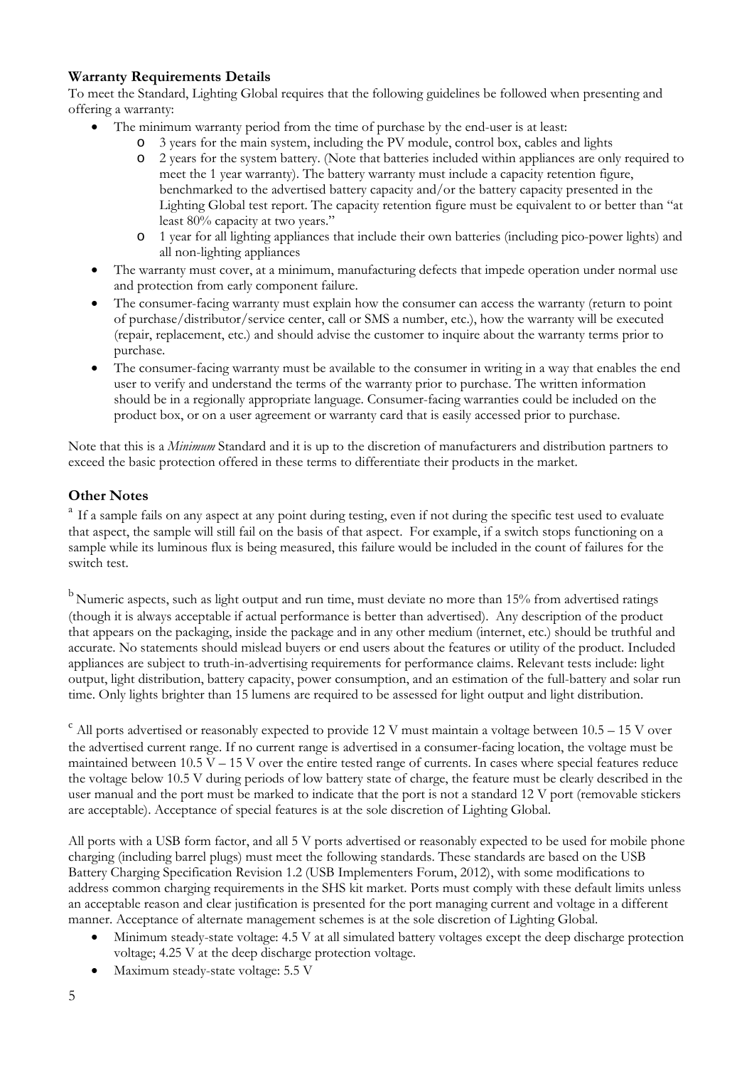### Warranty Requirements Details

To meet the Standard, Lighting Global requires that the following guidelines be followed when presenting and offering a warranty:

- The minimum warranty period from the time of purchase by the end-user is at least:
  - 3 years for the main system, including the PV module, control box, cables and lights
  - 2 years for the system battery. (Note that batteries included within appliances are only required to meet the 1 year warranty). The battery warranty must include a capacity retention figure, benchmarked to the advertised battery capacity and/or the battery capacity presented in the Lighting Global test report. The capacity retention figure must be equivalent to or better than "at least 80% capacity at two years."
  - 1 year for all lighting appliances that include their own batteries (including pico-power lights) and all non-lighting appliances
- The warranty must cover, at a minimum, manufacturing defects that impede operation under normal use and protection from early component failure.
- The consumer-facing warranty must explain how the consumer can access the warranty (return to point of purchase/distributor/service center, call or SMS a number, etc.), how the warranty will be executed (repair, replacement, etc.) and should advise the customer to inquire about the warranty terms prior to purchase.
- The consumer-facing warranty must be available to the consumer in writing in a way that enables the end user to verify and understand the terms of the warranty prior to purchase. The written information should be in a regionally appropriate language. Consumer-facing warranties could be included on the product box, or on a user agreement or warranty card that is easily accessed prior to purchase.

Note that this is a *Minimum* Standard and it is up to the discretion of manufacturers and distribution partners to exceed the basic protection offered in these terms to differentiate their products in the market.

## Other Notes

[a] If a sample fails on any aspect at any point during testing, even if not during the specific test used to evaluate that aspect, the sample will still fail on the basis of that aspect. For example, if a switch stops functioning on a sample while its luminous flux is being measured, this failure would be included in the count of failures for the switch test.

[b] Numeric aspects, such as light output and run time, must deviate no more than 15% from advertised ratings (though it is always acceptable if actual performance is better than advertised). Any description of the product that appears on the packaging, inside the package and in any other medium (internet, etc.) should be truthful and accurate. No statements should mislead buyers or end users about the features or utility of the product. Included appliances are subject to truth-in-advertising requirements for performance claims. Relevant tests include: light output, light distribution, battery capacity, power consumption, and an estimation of the full-battery and solar run time. Only lights brighter than 15 lumens are required to be assessed for light output and light distribution.

[c] All ports advertised or reasonably expected to provide 12 V must maintain a voltage between 10.5 – 15 V over the advertised current range. If no current range is advertised in a consumer-facing location, the voltage must be maintained between 10.5 V – 15 V over the entire tested range of currents. In cases where special features reduce the voltage below 10.5 V during periods of low battery state of charge, the feature must be clearly described in the user manual and the port must be marked to indicate that the port is not a standard 12 V port (removable stickers are acceptable). Acceptance of special features is at the sole discretion of Lighting Global.

All ports with a USB form factor, and all 5 V ports advertised or reasonably expected to be used for mobile phone charging (including barrel plugs) must meet the following standards. These standards are based on the USB Battery Charging Specification Revision 1.2 (USB Implementers Forum, 2012), with some modifications to address common charging requirements in the SHS kit market. Ports must comply with these default limits unless an acceptable reason and clear justification is presented for the port managing current and voltage in a different manner. Acceptance of alternate management schemes is at the sole discretion of Lighting Global.

- Minimum steady-state voltage: 4.5 V at all simulated battery voltages except the deep discharge protection voltage; 4.25 V at the deep discharge protection voltage.
- Maximum steady-state voltage: 5.5 V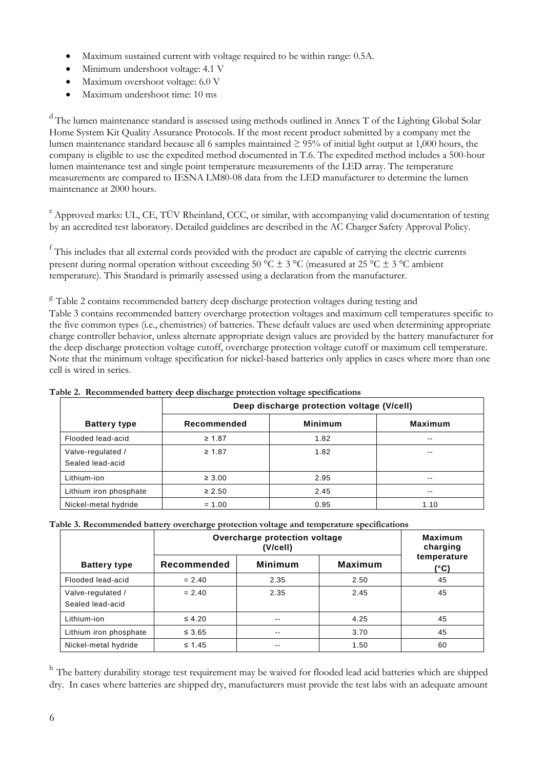- Maximum sustained current with voltage required to be within range: 0.5A.
- Minimum undershoot voltage: 4.1 V
- Maximum overshoot voltage: 6.0 V
- Maximum undershoot time: 10 ms

[d] The lumen maintenance standard is assessed using methods outlined in Annex T of the Lighting Global Solar Home System Kit Quality Assurance Protocols. If the most recent product submitted by a company met the lumen maintenance standard because all 6 samples maintained ≥ 95% of initial light output at 1,000 hours, the company is eligible to use the expedited method documented in T.6. The expedited method includes a 500-hour lumen maintenance test and single point temperature measurements of the LED array. The temperature measurements are compared to IESNA LM80-08 data from the LED manufacturer to determine the lumen maintenance at 2000 hours.

[e] Approved marks: UL, CE, TÜV Rheinland, CCC, or similar, with accompanying valid documentation of testing by an accredited test laboratory. Detailed guidelines are described in the AC Charger Safety Approval Policy.

[f] This includes that all external cords provided with the product are capable of carrying the electric currents present during normal operation without exceeding 50 °C ± 3 °C (measured at 25 °C ± 3 °C ambient temperature). This Standard is primarily assessed using a declaration from the manufacturer.

[g] Table 2 contains recommended battery deep discharge protection voltages during testing and Table 3 contains recommended battery overcharge protection voltages and maximum cell temperatures specific to the five common types (i.e., chemistries) of batteries. These default values are used when determining appropriate charge controller behavior, unless alternate appropriate design values are provided by the battery manufacturer for the deep discharge protection voltage cutoff, overcharge protection voltage cutoff or maximum cell temperature. Note that the minimum voltage specification for nickel-based batteries only applies in cases where more than one cell is wired in series.

**Table 2. Recommended battery deep discharge protection voltage specifications**

| | Deep discharge protection voltage (V/cell) | | |
|---|---|---|---|
| **Battery type** | **Recommended** | **Minimum** | **Maximum** |
| Flooded lead-acid | ≥ 1.87 | 1.82 | -- |
| Valve-regulated / Sealed lead-acid | ≥ 1.87 | 1.82 | -- |
| Lithium-ion | ≥ 3.00 | 2.95 | -- |
| Lithium iron phosphate | ≥ 2.50 | 2.45 | -- |
| Nickel-metal hydride | = 1.00 | 0.95 | 1.10 |

**Table 3. Recommended battery overcharge protection voltage and temperature specifications**

| | Overcharge protection voltage (V/cell) | | | Maximum charging temperature (°C) |
|---|---|---|---|---|
| **Battery type** | **Recommended** | **Minimum** | **Maximum** | |
| Flooded lead-acid | = 2.40 | 2.35 | 2.50 | 45 |
| Valve-regulated / Sealed lead-acid | = 2.40 | 2.35 | 2.45 | 45 |
| Lithium-ion | ≤ 4.20 | -- | 4.25 | 45 |
| Lithium iron phosphate | ≤ 3.65 | -- | 3.70 | 45 |
| Nickel-metal hydride | ≤ 1.45 | -- | 1.50 | 60 |

[h] The battery durability storage test requirement may be waived for flooded lead acid batteries which are shipped dry. In cases where batteries are shipped dry, manufacturers must provide the test labs with an adequate amount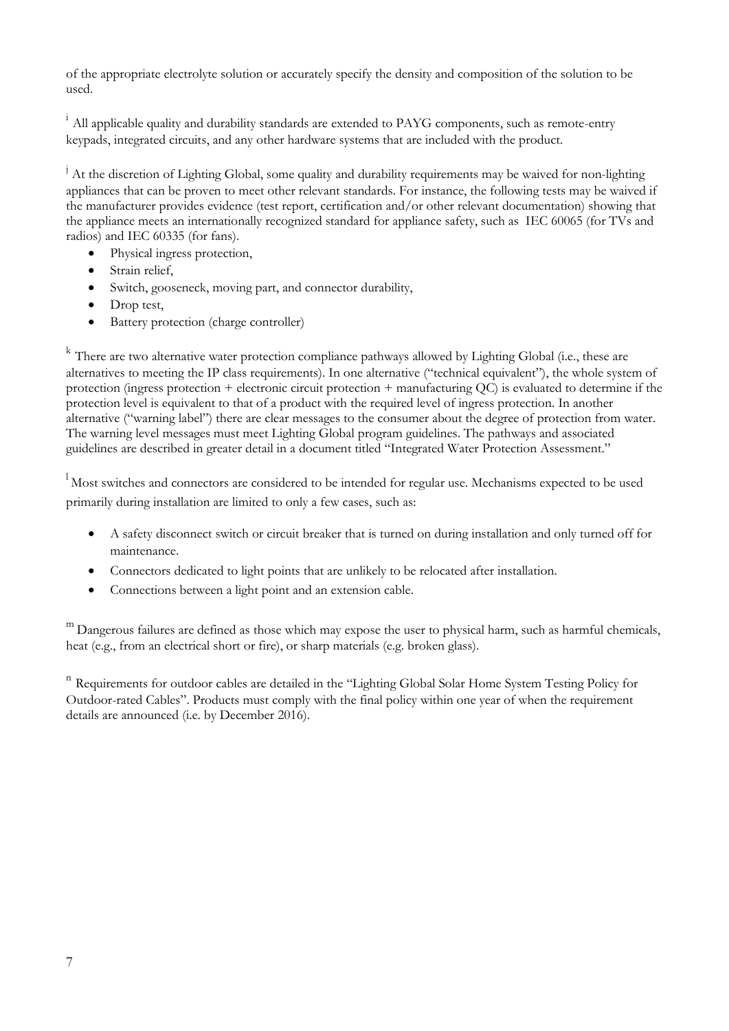of the appropriate electrolyte solution or accurately specify the density and composition of the solution to be used.

[i] All applicable quality and durability standards are extended to PAYG components, such as remote-entry keypads, integrated circuits, and any other hardware systems that are included with the product.

[j] At the discretion of Lighting Global, some quality and durability requirements may be waived for non-lighting appliances that can be proven to meet other relevant standards. For instance, the following tests may be waived if the manufacturer provides evidence (test report, certification and/or other relevant documentation) showing that the appliance meets an internationally recognized standard for appliance safety, such as IEC 60065 (for TVs and radios) and IEC 60335 (for fans).

- Physical ingress protection,
- Strain relief,
- Switch, gooseneck, moving part, and connector durability,
- Drop test,
- Battery protection (charge controller)

[k] There are two alternative water protection compliance pathways allowed by Lighting Global (i.e., these are alternatives to meeting the IP class requirements). In one alternative ("technical equivalent"), the whole system of protection (ingress protection + electronic circuit protection + manufacturing QC) is evaluated to determine if the protection level is equivalent to that of a product with the required level of ingress protection. In another alternative ("warning label") there are clear messages to the consumer about the degree of protection from water. The warning level messages must meet Lighting Global program guidelines. The pathways and associated guidelines are described in greater detail in a document titled "Integrated Water Protection Assessment."

[l] Most switches and connectors are considered to be intended for regular use. Mechanisms expected to be used primarily during installation are limited to only a few cases, such as:

- A safety disconnect switch or circuit breaker that is turned on during installation and only turned off for maintenance.
- Connectors dedicated to light points that are unlikely to be relocated after installation.
- Connections between a light point and an extension cable.

[m] Dangerous failures are defined as those which may expose the user to physical harm, such as harmful chemicals, heat (e.g., from an electrical short or fire), or sharp materials (e.g. broken glass).

[n] Requirements for outdoor cables are detailed in the "Lighting Global Solar Home System Testing Policy for Outdoor-rated Cables". Products must comply with the final policy within one year of when the requirement details are announced (i.e. by December 2016).